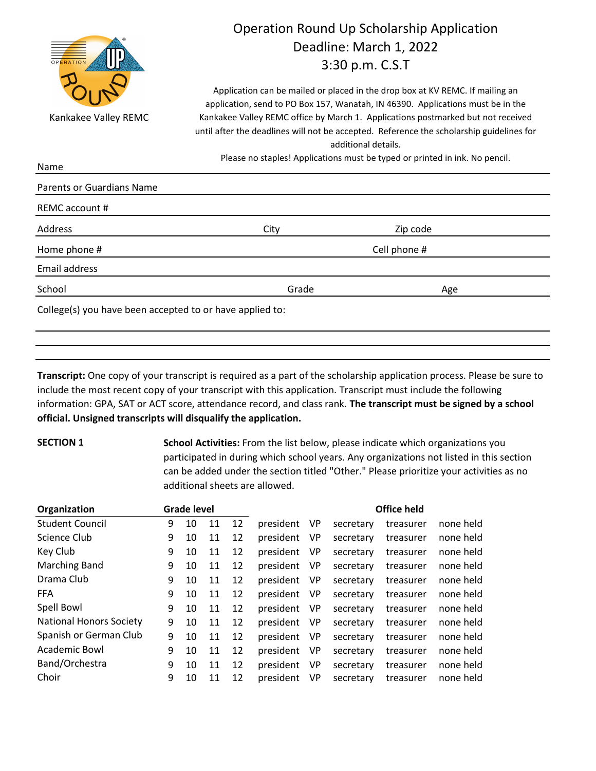Kankakee Valley REMC

# Operation Round Up Scholarship Application
## Deadline: March 1, 2022
## 3:30 p.m. C.S.T

Application can be mailed or placed in the drop box at KV REMC. If mailing an application, send to PO Box 157, Wanatah, IN 46390. Applications must be in the Kankakee Valley REMC office by March 1. Applications postmarked but not received until after the deadlines will not be accepted. Reference the scholarship guidelines for additional details.

Please no staples! Applications must be typed or printed in ink. No pencil.

Name ______________________________________________

Parents or Guardians Name ______________________________________________

REMC account # ______________________________________________

Address ____________________ City ____________________ Zip code ____________________

Home phone # ____________________ Cell phone # ____________________

Email address ______________________________________________

School ____________________ Grade ____________________ Age ____________________

College(s) you have been accepted to or have applied to:

______________________________________________

______________________________________________

______________________________________________

**Transcript:** One copy of your transcript is required as a part of the scholarship application process. Please be sure to include the most recent copy of your transcript with this application. Transcript must include the following information: GPA, SAT or ACT score, attendance record, and class rank. **The transcript must be signed by a school official. Unsigned transcripts will disqualify the application.**

**SECTION 1**

**School Activities:** From the list below, please indicate which organizations you participated in during which school years. Any organizations not listed in this section can be added under the section titled "Other." Please prioritize your activities as no additional sheets are allowed.

| Organization | Grade level | | | | Office held | | | | |
|---|---|---|---|---|---|---|---|---|---|
| Student Council | 9 | 10 | 11 | 12 | president | VP | secretary | treasurer | none held |
| Science Club | 9 | 10 | 11 | 12 | president | VP | secretary | treasurer | none held |
| Key Club | 9 | 10 | 11 | 12 | president | VP | secretary | treasurer | none held |
| Marching Band | 9 | 10 | 11 | 12 | president | VP | secretary | treasurer | none held |
| Drama Club | 9 | 10 | 11 | 12 | president | VP | secretary | treasurer | none held |
| FFA | 9 | 10 | 11 | 12 | president | VP | secretary | treasurer | none held |
| Spell Bowl | 9 | 10 | 11 | 12 | president | VP | secretary | treasurer | none held |
| National Honors Society | 9 | 10 | 11 | 12 | president | VP | secretary | treasurer | none held |
| Spanish or German Club | 9 | 10 | 11 | 12 | president | VP | secretary | treasurer | none held |
| Academic Bowl | 9 | 10 | 11 | 12 | president | VP | secretary | treasurer | none held |
| Band/Orchestra | 9 | 10 | 11 | 12 | president | VP | secretary | treasurer | none held |
| Choir | 9 | 10 | 11 | 12 | president | VP | secretary | treasurer | none held |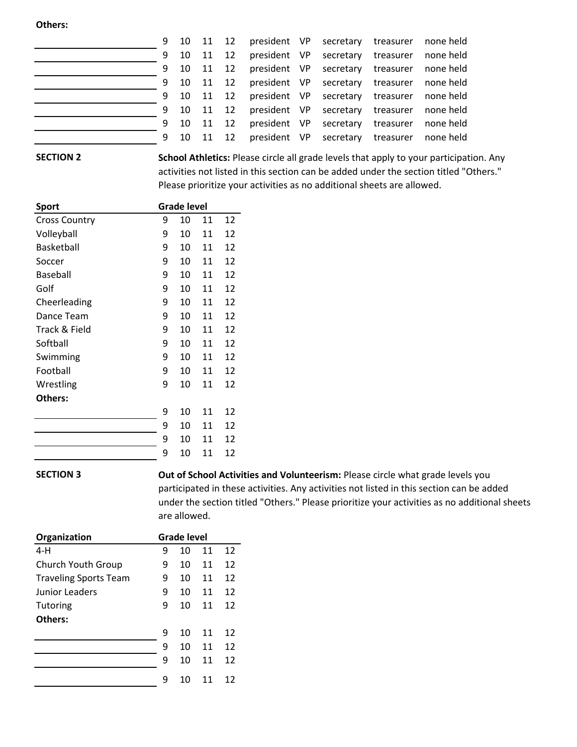**Others:**

| | | | | | | | | | |
|---|---|---|---|---|---|---|---|---|---|
| ____________ | 9 | 10 | 11 | 12 | president | VP | secretary | treasurer | none held |
| ____________ | 9 | 10 | 11 | 12 | president | VP | secretary | treasurer | none held |
| ____________ | 9 | 10 | 11 | 12 | president | VP | secretary | treasurer | none held |
| ____________ | 9 | 10 | 11 | 12 | president | VP | secretary | treasurer | none held |
| ____________ | 9 | 10 | 11 | 12 | president | VP | secretary | treasurer | none held |
| ____________ | 9 | 10 | 11 | 12 | president | VP | secretary | treasurer | none held |
| ____________ | 9 | 10 | 11 | 12 | president | VP | secretary | treasurer | none held |
| ____________ | 9 | 10 | 11 | 12 | president | VP | secretary | treasurer | none held |

**SECTION 2**

**School Athletics:** Please circle all grade levels that apply to your participation. Any activities not listed in this section can be added under the section titled "Others." Please prioritize your activities as no additional sheets are allowed.

| Sport | Grade level | | | |
|---|---|---|---|---|
| Cross Country | 9 | 10 | 11 | 12 |
| Volleyball | 9 | 10 | 11 | 12 |
| Basketball | 9 | 10 | 11 | 12 |
| Soccer | 9 | 10 | 11 | 12 |
| Baseball | 9 | 10 | 11 | 12 |
| Golf | 9 | 10 | 11 | 12 |
| Cheerleading | 9 | 10 | 11 | 12 |
| Dance Team | 9 | 10 | 11 | 12 |
| Track & Field | 9 | 10 | 11 | 12 |
| Softball | 9 | 10 | 11 | 12 |
| Swimming | 9 | 10 | 11 | 12 |
| Football | 9 | 10 | 11 | 12 |
| Wrestling | 9 | 10 | 11 | 12 |
| **Others:** | | | | |
| ____________ | 9 | 10 | 11 | 12 |
| ____________ | 9 | 10 | 11 | 12 |
| ____________ | 9 | 10 | 11 | 12 |
| ____________ | 9 | 10 | 11 | 12 |

**SECTION 3**

**Out of School Activities and Volunteerism:** Please circle what grade levels you participated in these activities. Any activities not listed in this section can be added under the section titled "Others." Please prioritize your activities as no additional sheets are allowed.

| Organization | Grade level | | | |
|---|---|---|---|---|
| 4-H | 9 | 10 | 11 | 12 |
| Church Youth Group | 9 | 10 | 11 | 12 |
| Traveling Sports Team | 9 | 10 | 11 | 12 |
| Junior Leaders | 9 | 10 | 11 | 12 |
| Tutoring | 9 | 10 | 11 | 12 |
| **Others:** | | | | |
| ____________ | 9 | 10 | 11 | 12 |
| ____________ | 9 | 10 | 11 | 12 |
| ____________ | 9 | 10 | 11 | 12 |
| ____________ | 9 | 10 | 11 | 12 |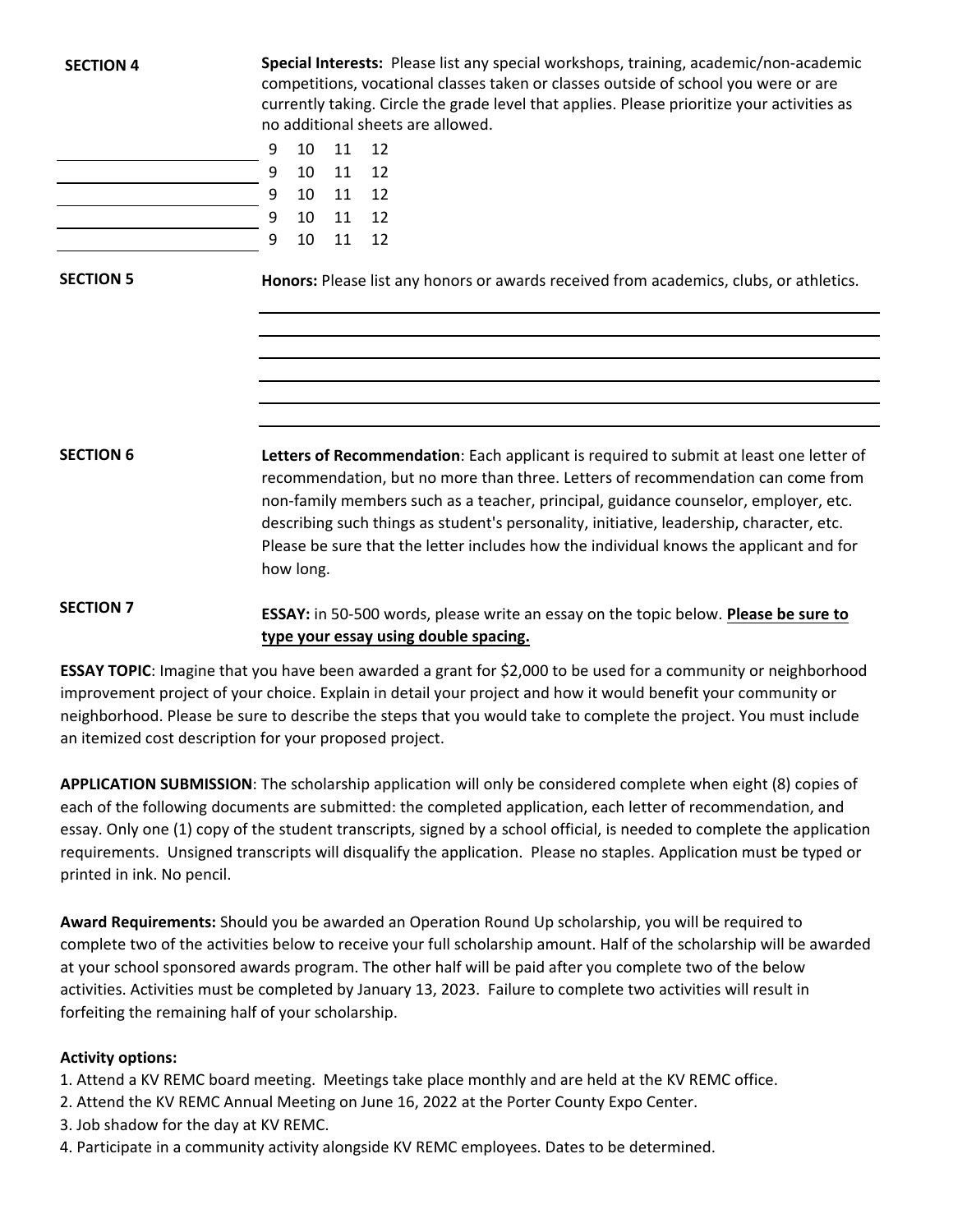**SECTION 4**

**Special Interests:** Please list any special workshops, training, academic/non-academic competitions, vocational classes taken or classes outside of school you were or are currently taking. Circle the grade level that applies. Please prioritize your activities as no additional sheets are allowed.

| | | | | |
|---|---|---|---|---|
| ____________________ | 9 | 10 | 11 | 12 |
| ____________________ | 9 | 10 | 11 | 12 |
| ____________________ | 9 | 10 | 11 | 12 |
| ____________________ | 9 | 10 | 11 | 12 |
| ____________________ | 9 | 10 | 11 | 12 |

**SECTION 5**

**Honors:** Please list any honors or awards received from academics, clubs, or athletics.

________________________________________

________________________________________

________________________________________

________________________________________

________________________________________

________________________________________

**SECTION 6**

**Letters of Recommendation**: Each applicant is required to submit at least one letter of recommendation, but no more than three. Letters of recommendation can come from non-family members such as a teacher, principal, guidance counselor, employer, etc. describing such things as student's personality, initiative, leadership, character, etc. Please be sure that the letter includes how the individual knows the applicant and for how long.

**SECTION 7**

**ESSAY:** in 50-500 words, please write an essay on the topic below. **Please be sure to type your essay using double spacing.**

**ESSAY TOPIC**: Imagine that you have been awarded a grant for $2,000 to be used for a community or neighborhood improvement project of your choice. Explain in detail your project and how it would benefit your community or neighborhood. Please be sure to describe the steps that you would take to complete the project. You must include an itemized cost description for your proposed project.

**APPLICATION SUBMISSION**: The scholarship application will only be considered complete when eight (8) copies of each of the following documents are submitted: the completed application, each letter of recommendation, and essay. Only one (1) copy of the student transcripts, signed by a school official, is needed to complete the application requirements. Unsigned transcripts will disqualify the application. Please no staples. Application must be typed or printed in ink. No pencil.

**Award Requirements:** Should you be awarded an Operation Round Up scholarship, you will be required to complete two of the activities below to receive your full scholarship amount. Half of the scholarship will be awarded at your school sponsored awards program. The other half will be paid after you complete two of the below activities. Activities must be completed by January 13, 2023. Failure to complete two activities will result in forfeiting the remaining half of your scholarship.

**Activity options:**

1. Attend a KV REMC board meeting. Meetings take place monthly and are held at the KV REMC office.
2. Attend the KV REMC Annual Meeting on June 16, 2022 at the Porter County Expo Center.
3. Job shadow for the day at KV REMC.
4. Participate in a community activity alongside KV REMC employees. Dates to be determined.